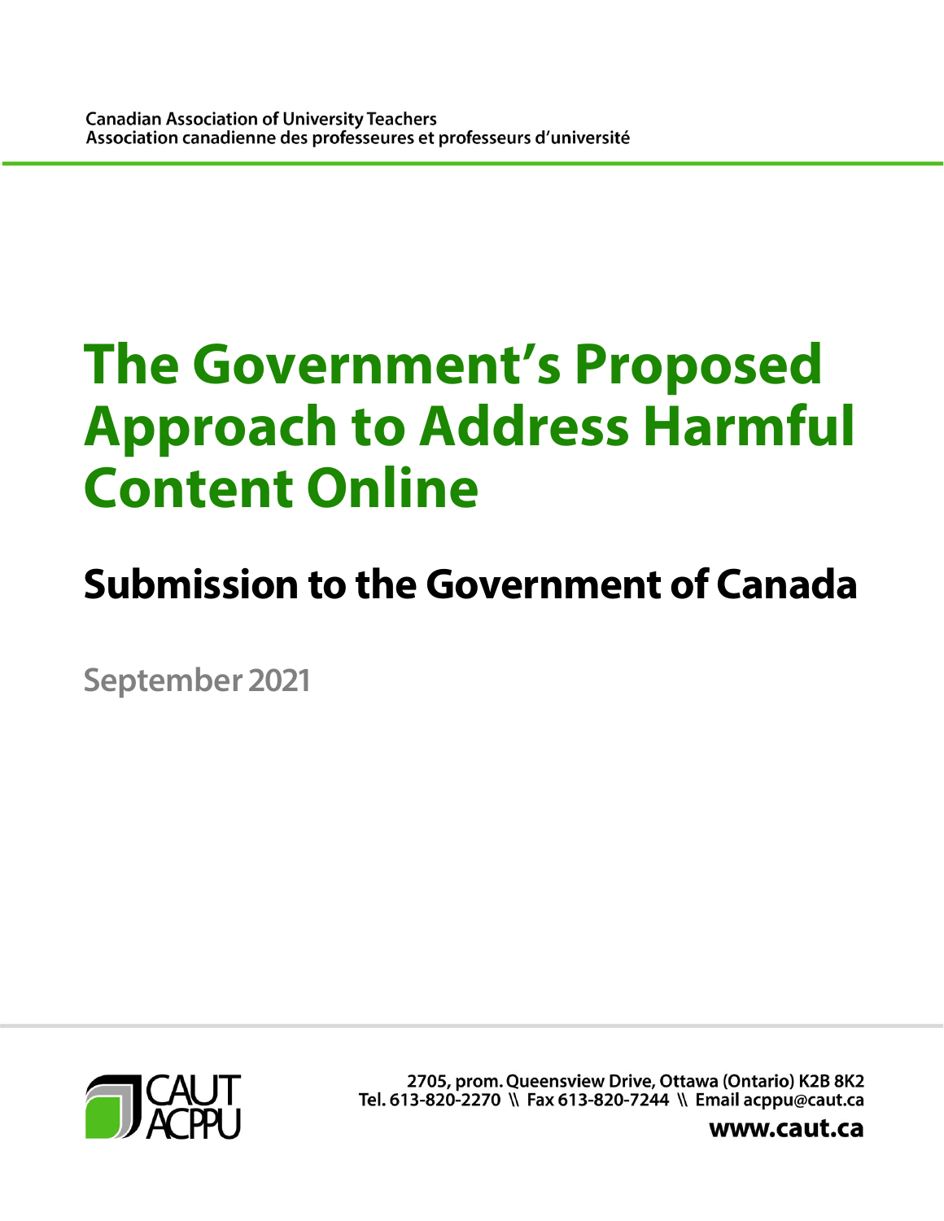Canadian Association of University Teachers
Association canadienne des professeures et professeurs d'université

# The Government's Proposed Approach to Address Harmful Content Online

## Submission to the Government of Canada

September 2021

CAUT ACPPU

2705, prom. Queensview Drive, Ottawa (Ontario) K2B 8K2
Tel. 613-820-2270 \\ Fax 613-820-7244 \\ Email acppu@caut.ca

**www.caut.ca**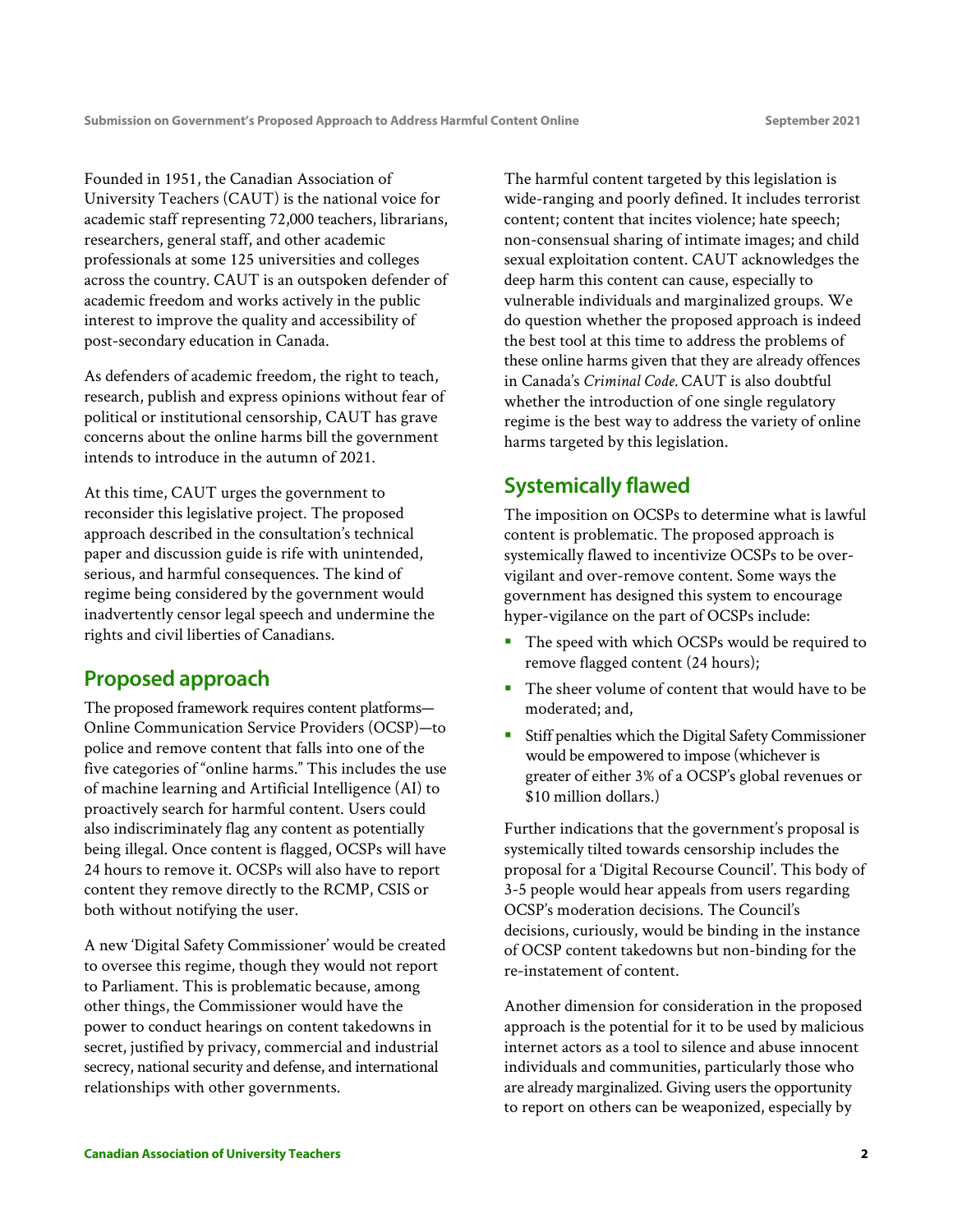Founded in 1951, the Canadian Association of University Teachers (CAUT) is the national voice for academic staff representing 72,000 teachers, librarians, researchers, general staff, and other academic professionals at some 125 universities and colleges across the country. CAUT is an outspoken defender of academic freedom and works actively in the public interest to improve the quality and accessibility of post-secondary education in Canada.

As defenders of academic freedom, the right to teach, research, publish and express opinions without fear of political or institutional censorship, CAUT has grave concerns about the online harms bill the government intends to introduce in the autumn of 2021.

At this time, CAUT urges the government to reconsider this legislative project. The proposed approach described in the consultation's technical paper and discussion guide is rife with unintended, serious, and harmful consequences. The kind of regime being considered by the government would inadvertently censor legal speech and undermine the rights and civil liberties of Canadians.

## Proposed approach

The proposed framework requires content platforms—Online Communication Service Providers (OCSP)—to police and remove content that falls into one of the five categories of "online harms." This includes the use of machine learning and Artificial Intelligence (AI) to proactively search for harmful content. Users could also indiscriminately flag any content as potentially being illegal. Once content is flagged, OCSPs will have 24 hours to remove it. OCSPs will also have to report content they remove directly to the RCMP, CSIS or both without notifying the user.

A new 'Digital Safety Commissioner' would be created to oversee this regime, though they would not report to Parliament. This is problematic because, among other things, the Commissioner would have the power to conduct hearings on content takedowns in secret, justified by privacy, commercial and industrial secrecy, national security and defense, and international relationships with other governments.

The harmful content targeted by this legislation is wide-ranging and poorly defined. It includes terrorist content; content that incites violence; hate speech; non-consensual sharing of intimate images; and child sexual exploitation content. CAUT acknowledges the deep harm this content can cause, especially to vulnerable individuals and marginalized groups. We do question whether the proposed approach is indeed the best tool at this time to address the problems of these online harms given that they are already offences in Canada's *Criminal Code.* CAUT is also doubtful whether the introduction of one single regulatory regime is the best way to address the variety of online harms targeted by this legislation.

## Systemically flawed

The imposition on OCSPs to determine what is lawful content is problematic. The proposed approach is systemically flawed to incentivize OCSPs to be over-vigilant and over-remove content. Some ways the government has designed this system to encourage hyper-vigilance on the part of OCSPs include:

- The speed with which OCSPs would be required to remove flagged content (24 hours);
- The sheer volume of content that would have to be moderated; and,
- Stiff penalties which the Digital Safety Commissioner would be empowered to impose (whichever is greater of either 3% of a OCSP's global revenues or $10 million dollars.)

Further indications that the government's proposal is systemically tilted towards censorship includes the proposal for a 'Digital Recourse Council'. This body of 3-5 people would hear appeals from users regarding OCSP's moderation decisions. The Council's decisions, curiously, would be binding in the instance of OCSP content takedowns but non-binding for the re-instatement of content.

Another dimension for consideration in the proposed approach is the potential for it to be used by malicious internet actors as a tool to silence and abuse innocent individuals and communities, particularly those who are already marginalized. Giving users the opportunity to report on others can be weaponized, especially by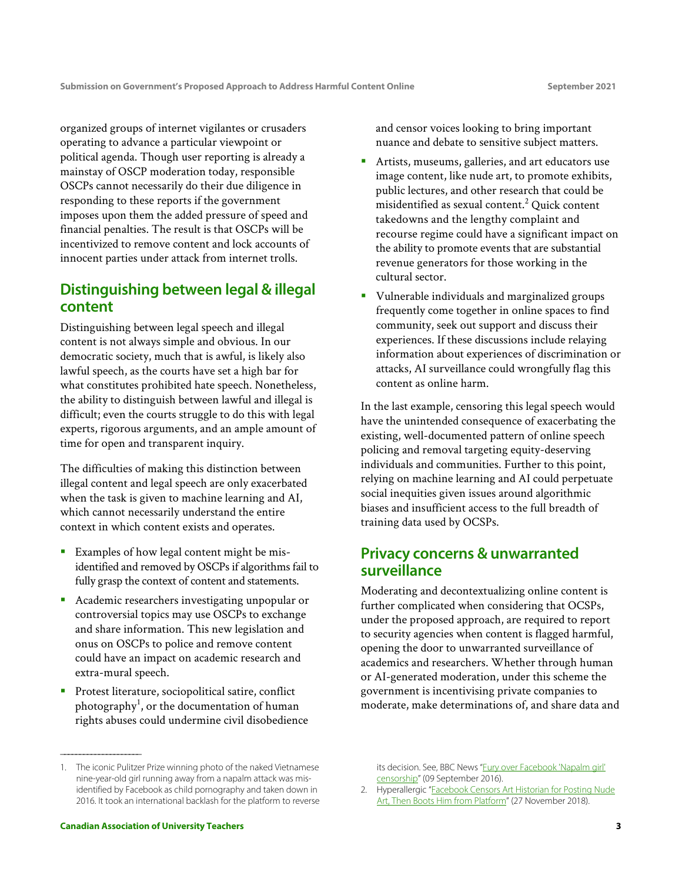organized groups of internet vigilantes or crusaders operating to advance a particular viewpoint or political agenda. Though user reporting is already a mainstay of OSCP moderation today, responsible OSCPs cannot necessarily do their due diligence in responding to these reports if the government imposes upon them the added pressure of speed and financial penalties. The result is that OSCPs will be incentivized to remove content and lock accounts of innocent parties under attack from internet trolls.

## Distinguishing between legal & illegal content

Distinguishing between legal speech and illegal content is not always simple and obvious. In our democratic society, much that is awful, is likely also lawful speech, as the courts have set a high bar for what constitutes prohibited hate speech. Nonetheless, the ability to distinguish between lawful and illegal is difficult; even the courts struggle to do this with legal experts, rigorous arguments, and an ample amount of time for open and transparent inquiry.

The difficulties of making this distinction between illegal content and legal speech are only exacerbated when the task is given to machine learning and AI, which cannot necessarily understand the entire context in which content exists and operates.

- Examples of how legal content might be mis-identified and removed by OSCPs if algorithms fail to fully grasp the context of content and statements.
- Academic researchers investigating unpopular or controversial topics may use OSCPs to exchange and share information. This new legislation and onus on OSCPs to police and remove content could have an impact on academic research and extra-mural speech.
- Protest literature, sociopolitical satire, conflict photography[1], or the documentation of human rights abuses could undermine civil disobedience and censor voices looking to bring important nuance and debate to sensitive subject matters.
- Artists, museums, galleries, and art educators use image content, like nude art, to promote exhibits, public lectures, and other research that could be misidentified as sexual content.[2] Quick content takedowns and the lengthy complaint and recourse regime could have a significant impact on the ability to promote events that are substantial revenue generators for those working in the cultural sector.
- Vulnerable individuals and marginalized groups frequently come together in online spaces to find community, seek out support and discuss their experiences. If these discussions include relaying information about experiences of discrimination or attacks, AI surveillance could wrongfully flag this content as online harm.

In the last example, censoring this legal speech would have the unintended consequence of exacerbating the existing, well-documented pattern of online speech policing and removal targeting equity-deserving individuals and communities. Further to this point, relying on machine learning and AI could perpetuate social inequities given issues around algorithmic biases and insufficient access to the full breadth of training data used by OCSPs.

## Privacy concerns & unwarranted surveillance

Moderating and decontextualizing online content is further complicated when considering that OCSPs, under the proposed approach, are required to report to security agencies when content is flagged harmful, opening the door to unwarranted surveillance of academics and researchers. Whether through human or AI-generated moderation, under this scheme the government is incentivising private companies to moderate, make determinations of, and share data and

---

1. The iconic Pulitzer Prize winning photo of the naked Vietnamese nine-year-old girl running away from a napalm attack was mis-identified by Facebook as child pornography and taken down in 2016. It took an international backlash for the platform to reverse its decision. See, BBC News "Fury over Facebook 'Napalm girl' censorship" (09 September 2016).
2. Hyperallergic "Facebook Censors Art Historian for Posting Nude Art, Then Boots Him from Platform" (27 November 2018).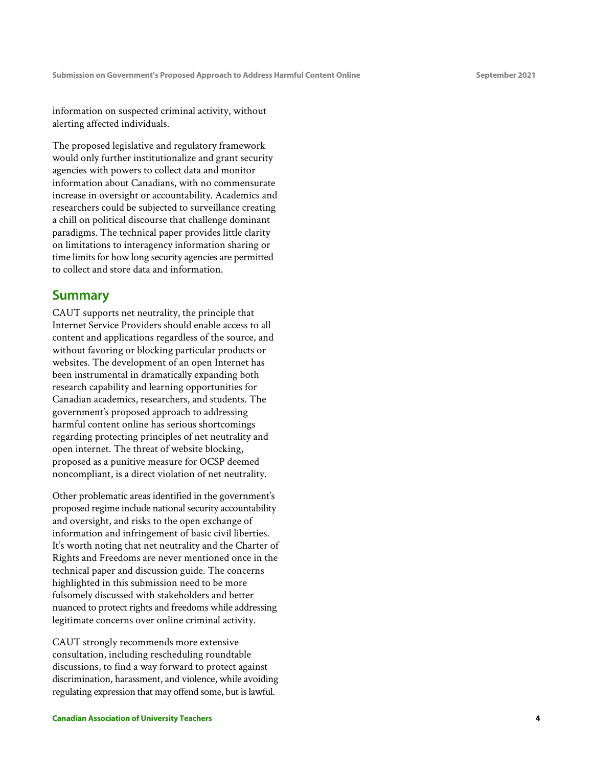information on suspected criminal activity, without alerting affected individuals.

The proposed legislative and regulatory framework would only further institutionalize and grant security agencies with powers to collect data and monitor information about Canadians, with no commensurate increase in oversight or accountability. Academics and researchers could be subjected to surveillance creating a chill on political discourse that challenge dominant paradigms. The technical paper provides little clarity on limitations to interagency information sharing or time limits for how long security agencies are permitted to collect and store data and information.

## Summary

CAUT supports net neutrality, the principle that Internet Service Providers should enable access to all content and applications regardless of the source, and without favoring or blocking particular products or websites. The development of an open Internet has been instrumental in dramatically expanding both research capability and learning opportunities for Canadian academics, researchers, and students. The government's proposed approach to addressing harmful content online has serious shortcomings regarding protecting principles of net neutrality and open internet. The threat of website blocking, proposed as a punitive measure for OCSP deemed noncompliant, is a direct violation of net neutrality.

Other problematic areas identified in the government's proposed regime include national security accountability and oversight, and risks to the open exchange of information and infringement of basic civil liberties. It's worth noting that net neutrality and the Charter of Rights and Freedoms are never mentioned once in the technical paper and discussion guide. The concerns highlighted in this submission need to be more fulsomely discussed with stakeholders and better nuanced to protect rights and freedoms while addressing legitimate concerns over online criminal activity.

CAUT strongly recommends more extensive consultation, including rescheduling roundtable discussions, to find a way forward to protect against discrimination, harassment, and violence, while avoiding regulating expression that may offend some, but is lawful.